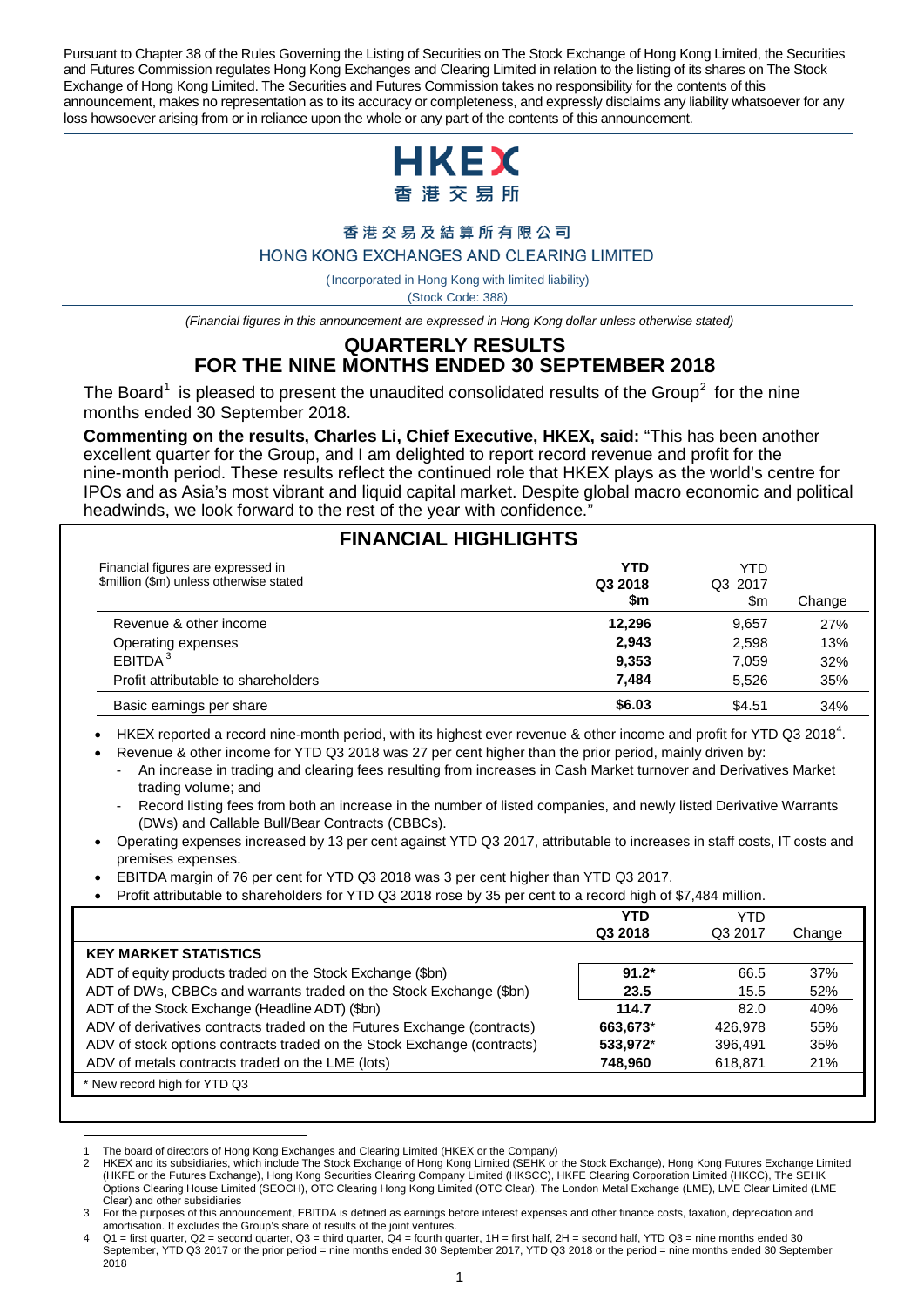Pursuant to Chapter 38 of the Rules Governing the Listing of Securities on The Stock Exchange of Hong Kong Limited, the Securities and Futures Commission regulates Hong Kong Exchanges and Clearing Limited in relation to the listing of its shares on The Stock Exchange of Hong Kong Limited. The Securities and Futures Commission takes no responsibility for the contents of this announcement, makes no representation as to its accuracy or completeness, and expressly disclaims any liability whatsoever for any loss howsoever arising from or in reliance upon the whole or any part of the contents of this announcement.

HKEX
香港交易所

香港交易及結算所有限公司
HONG KONG EXCHANGES AND CLEARING LIMITED

(Incorporated in Hong Kong with limited liability)
(Stock Code: 388)

*(Financial figures in this announcement are expressed in Hong Kong dollar unless otherwise stated)*

# QUARTERLY RESULTS FOR THE NINE MONTHS ENDED 30 SEPTEMBER 2018

The Board[1] is pleased to present the unaudited consolidated results of the Group[2] for the nine months ended 30 September 2018.

**Commenting on the results, Charles Li, Chief Executive, HKEX, said:** "This has been another excellent quarter for the Group, and I am delighted to report record revenue and profit for the nine-month period. These results reflect the continued role that HKEX plays as the world's centre for IPOs and as Asia's most vibrant and liquid capital market. Despite global macro economic and political headwinds, we look forward to the rest of the year with confidence."

## FINANCIAL HIGHLIGHTS

| Financial figures are expressed in $million ($m) unless otherwise stated | **YTD Q3 2018 $m** | YTD Q3 2017 $m | Change |
|---|---|---|---|
| Revenue & other income | **12,296** | 9,657 | 27% |
| Operating expenses | **2,943** | 2,598 | 13% |
| EBITDA[3] | **9,353** | 7,059 | 32% |
| Profit attributable to shareholders | **7,484** | 5,526 | 35% |
| Basic earnings per share | **$6.03** | $4.51 | 34% |

- HKEX reported a record nine-month period, with its highest ever revenue & other income and profit for YTD Q3 2018[4].
- Revenue & other income for YTD Q3 2018 was 27 per cent higher than the prior period, mainly driven by:
  - An increase in trading and clearing fees resulting from increases in Cash Market turnover and Derivatives Market trading volume; and
  - Record listing fees from both an increase in the number of listed companies, and newly listed Derivative Warrants (DWs) and Callable Bull/Bear Contracts (CBBCs).
- Operating expenses increased by 13 per cent against YTD Q3 2017, attributable to increases in staff costs, IT costs and premises expenses.
- EBITDA margin of 76 per cent for YTD Q3 2018 was 3 per cent higher than YTD Q3 2017.
- Profit attributable to shareholders for YTD Q3 2018 rose by 35 per cent to a record high of $7,484 million.

| | **YTD Q3 2018** | YTD Q3 2017 | Change |
|---|---|---|---|
| **KEY MARKET STATISTICS** | | | |
| ADT of equity products traded on the Stock Exchange ($bn) | **91.2*** | 66.5 | 37% |
| ADT of DWs, CBBCs and warrants traded on the Stock Exchange ($bn) | **23.5** | 15.5 | 52% |
| ADT of the Stock Exchange (Headline ADT) ($bn) | **114.7** | 82.0 | 40% |
| ADV of derivatives contracts traded on the Futures Exchange (contracts) | **663,673*** | 426,978 | 55% |
| ADV of stock options contracts traded on the Stock Exchange (contracts) | **533,972*** | 396,491 | 35% |
| ADV of metals contracts traded on the LME (lots) | **748,960** | 618,871 | 21% |

\* New record high for YTD Q3

1 The board of directors of Hong Kong Exchanges and Clearing Limited (HKEX or the Company)
2 HKEX and its subsidiaries, which include The Stock Exchange of Hong Kong Limited (SEHK or the Stock Exchange), Hong Kong Futures Exchange Limited (HKFE or the Futures Exchange), Hong Kong Securities Clearing Company Limited (HKSCC), HKFE Clearing Corporation Limited (HKCC), The SEHK Options Clearing House Limited (SEOCH), OTC Clearing Hong Kong Limited (OTC Clear), The London Metal Exchange (LME), LME Clear Limited (LME Clear) and other subsidiaries
3 For the purposes of this announcement, EBITDA is defined as earnings before interest expenses and other finance costs, taxation, depreciation and amortisation. It excludes the Group's share of results of the joint ventures.
4 Q1 = first quarter, Q2 = second quarter, Q3 = third quarter, Q4 = fourth quarter, 1H = first half, 2H = second half, YTD Q3 = nine months ended 30 September, YTD Q3 2017 or the prior period = nine months ended 30 September 2017, YTD Q3 2018 or the period = nine months ended 30 September 2018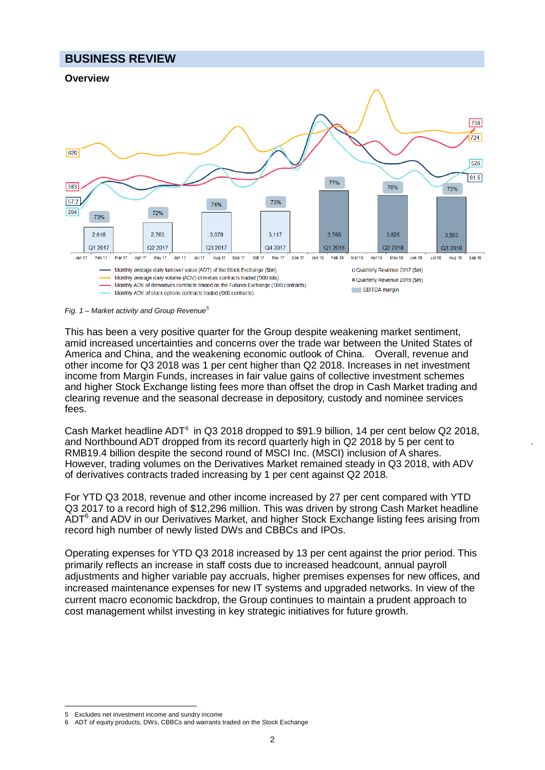## BUSINESS REVIEW

### Overview

*Fig. 1 – Market activity and Group Revenue*[5]

This has been a very positive quarter for the Group despite weakening market sentiment, amid increased uncertainties and concerns over the trade war between the United States of America and China, and the weakening economic outlook of China. Overall, revenue and other income for Q3 2018 was 1 per cent higher than Q2 2018. Increases in net investment income from Margin Funds, increases in fair value gains of collective investment schemes and higher Stock Exchange listing fees more than offset the drop in Cash Market trading and clearing revenue and the seasonal decrease in depository, custody and nominee services fees.

Cash Market headline ADT[6] in Q3 2018 dropped to $91.9 billion, 14 per cent below Q2 2018, and Northbound ADT dropped from its record quarterly high in Q2 2018 by 5 per cent to RMB19.4 billion despite the second round of MSCI Inc. (MSCI) inclusion of A shares. However, trading volumes on the Derivatives Market remained steady in Q3 2018, with ADV of derivatives contracts traded increasing by 1 per cent against Q2 2018.

For YTD Q3 2018, revenue and other income increased by 27 per cent compared with YTD Q3 2017 to a record high of $12,296 million. This was driven by strong Cash Market headline ADT[6] and ADV in our Derivatives Market, and higher Stock Exchange listing fees arising from record high number of newly listed DWs and CBBCs and IPOs.

Operating expenses for YTD Q3 2018 increased by 13 per cent against the prior period. This primarily reflects an increase in staff costs due to increased headcount, annual payroll adjustments and higher variable pay accruals, higher premises expenses for new offices, and increased maintenance expenses for new IT systems and upgraded networks. In view of the current macro economic backdrop, the Group continues to maintain a prudent approach to cost management whilst investing in key strategic initiatives for future growth.

5 Excludes net investment income and sundry income
6 ADT of equity products, DWs, CBBCs and warrants traded on the Stock Exchange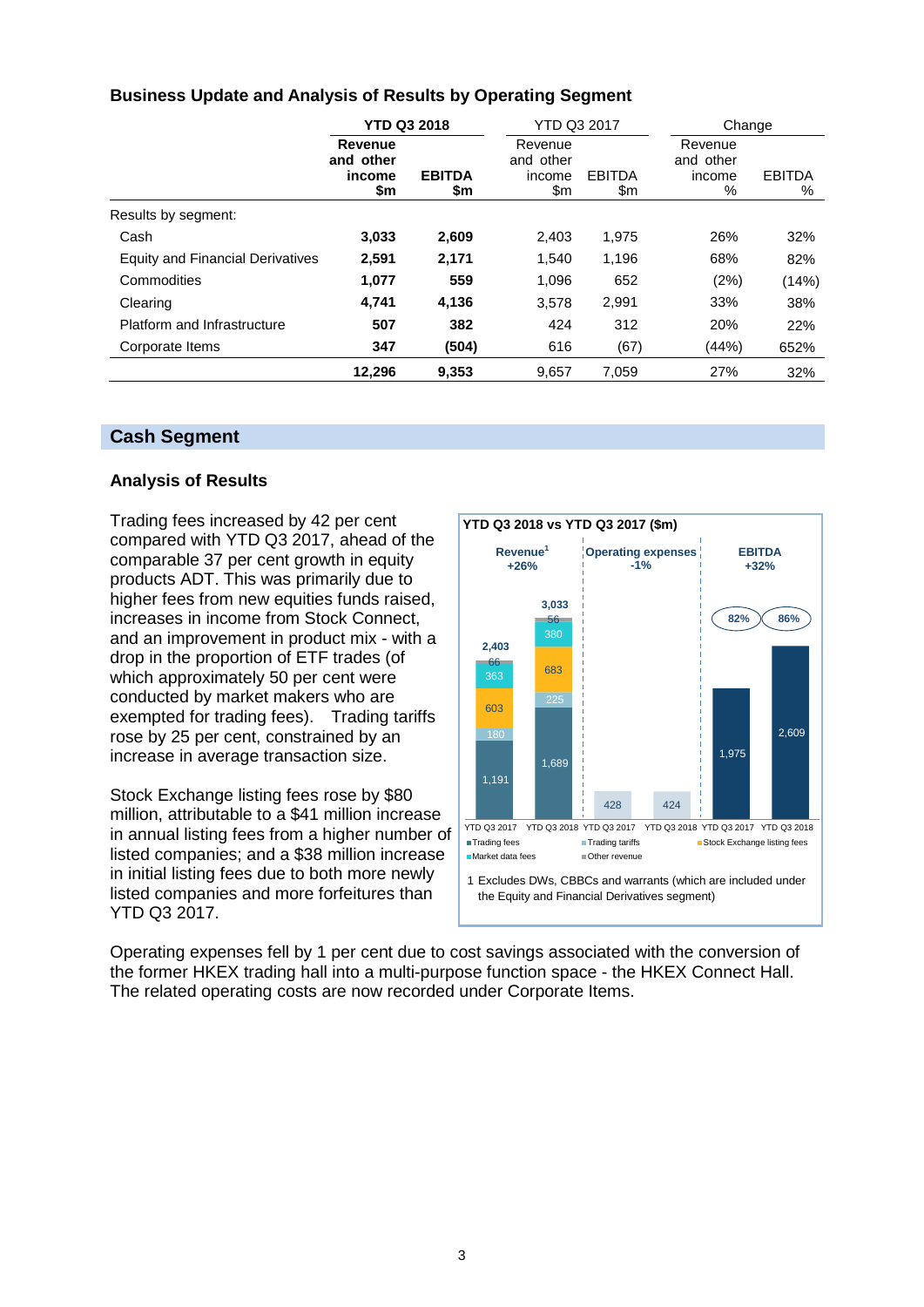## Business Update and Analysis of Results by Operating Segment

| | **YTD Q3 2018** | | YTD Q3 2017 | | Change | |
|---|---|---|---|---|---|---|
| | **Revenue and other income $m** | **EBITDA $m** | Revenue and other income $m | EBITDA $m | Revenue and other income % | EBITDA % |
| Results by segment: | | | | | | |
| Cash | **3,033** | **2,609** | 2,403 | 1,975 | 26% | 32% |
| Equity and Financial Derivatives | **2,591** | **2,171** | 1,540 | 1,196 | 68% | 82% |
| Commodities | **1,077** | **559** | 1,096 | 652 | (2%) | (14%) |
| Clearing | **4,741** | **4,136** | 3,578 | 2,991 | 33% | 38% |
| Platform and Infrastructure | **507** | **382** | 424 | 312 | 20% | 22% |
| Corporate Items | **347** | **(504)** | 616 | (67) | (44%) | 652% |
| | **12,296** | **9,353** | 9,657 | 7,059 | 27% | 32% |

## Cash Segment

### Analysis of Results

Trading fees increased by 42 per cent compared with YTD Q3 2017, ahead of the comparable 37 per cent growth in equity products ADT. This was primarily due to higher fees from new equities funds raised, increases in income from Stock Connect, and an improvement in product mix - with a drop in the proportion of ETF trades (of which approximately 50 per cent were conducted by market makers who are exempted from trading fees). Trading tariffs rose by 25 per cent, constrained by an increase in average transaction size.

Stock Exchange listing fees rose by $80 million, attributable to a $41 million increase in annual listing fees from a higher number of listed companies; and a $38 million increase in initial listing fees due to both more newly listed companies and more forfeitures than YTD Q3 2017.

**YTD Q3 2018 vs YTD Q3 2017 ($m)**

| | Revenue[1] +26% | | Operating expenses -1% | | EBITDA +32% | |
|---|---|---|---|---|---|---|
| | YTD Q3 2017 | YTD Q3 2018 | YTD Q3 2017 | YTD Q3 2018 | YTD Q3 2017 | YTD Q3 2018 |
| Trading fees | 1,191 | 1,689 | | | | |
| Trading tariffs | 180 | 225 | | | | |
| Stock Exchange listing fees | 603 | 683 | | | | |
| Market data fees | 363 | 380 | | | | |
| Other revenue | 66 | 56 | | | | |
| Total | 2,403 | 3,033 | 428 | 424 | 1,975 (82%) | 2,609 (86%) |

1 Excludes DWs, CBBCs and warrants (which are included under the Equity and Financial Derivatives segment)

Operating expenses fell by 1 per cent due to cost savings associated with the conversion of the former HKEX trading hall into a multi-purpose function space - the HKEX Connect Hall. The related operating costs are now recorded under Corporate Items.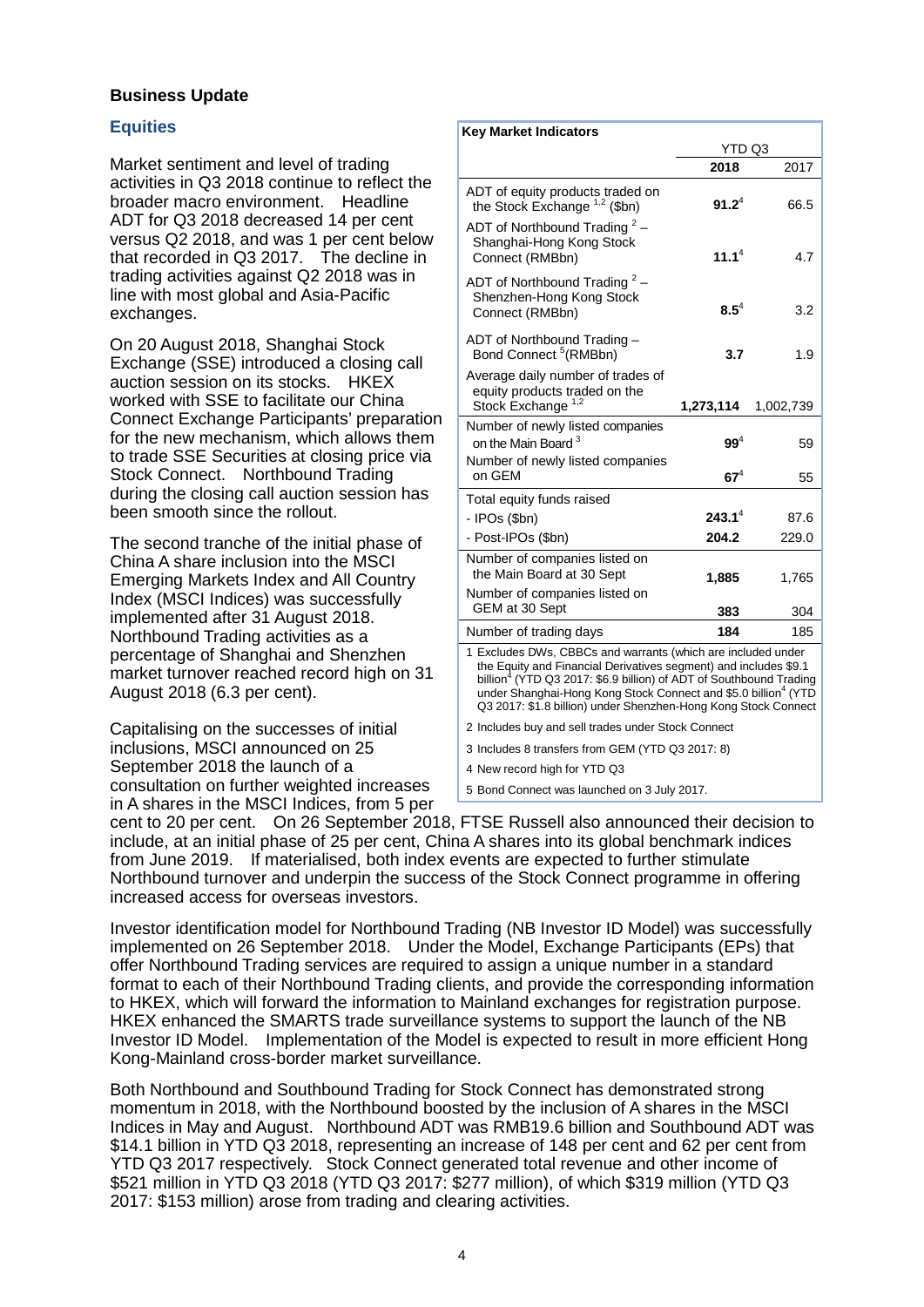## Business Update

### Equities

Market sentiment and level of trading activities in Q3 2018 continue to reflect the broader macro environment. Headline ADT for Q3 2018 decreased 14 per cent versus Q2 2018, and was 1 per cent below that recorded in Q3 2017. The decline in trading activities against Q2 2018 was in line with most global and Asia-Pacific exchanges.

| Key Market Indicators | YTD Q3 | |
|---|---|---|
| | **2018** | 2017 |
| ADT of equity products traded on the Stock Exchange [1,2] ($bn) | **91.2**[4] | 66.5 |
| ADT of Northbound Trading [2] – Shanghai-Hong Kong Stock Connect (RMBbn) | **11.1**[4] | 4.7 |
| ADT of Northbound Trading [2] – Shenzhen-Hong Kong Stock Connect (RMBbn) | **8.5**[4] | 3.2 |
| ADT of Northbound Trading – Bond Connect [5] (RMBbn) | **3.7** | 1.9 |
| Average daily number of trades of equity products traded on the Stock Exchange [1,2] | **1,273,114** | 1,002,739 |
| Number of newly listed companies on the Main Board [3] | **99**[4] | 59 |
| Number of newly listed companies on GEM | **67**[4] | 55 |
| Total equity funds raised | | |
| - IPOs ($bn) | **243.1**[4] | 87.6 |
| - Post-IPOs ($bn) | **204.2** | 229.0 |
| Number of companies listed on the Main Board at 30 Sept | **1,885** | 1,765 |
| Number of companies listed on GEM at 30 Sept | **383** | 304 |
| Number of trading days | **184** | 185 |

1 Excludes DWs, CBBCs and warrants (which are included under the Equity and Financial Derivatives segment) and includes $9.1 billion[4] (YTD Q3 2017: $6.9 billion) of ADT of Southbound Trading under Shanghai-Hong Kong Stock Connect and $5.0 billion[4] (YTD Q3 2017: $1.8 billion) under Shenzhen-Hong Kong Stock Connect

2 Includes buy and sell trades under Stock Connect

3 Includes 8 transfers from GEM (YTD Q3 2017: 8)

4 New record high for YTD Q3

5 Bond Connect was launched on 3 July 2017.

On 20 August 2018, Shanghai Stock Exchange (SSE) introduced a closing call auction session on its stocks. HKEX worked with SSE to facilitate our China Connect Exchange Participants' preparation for the new mechanism, which allows them to trade SSE Securities at closing price via Stock Connect. Northbound Trading during the closing call auction session has been smooth since the rollout.

The second tranche of the initial phase of China A share inclusion into the MSCI Emerging Markets Index and All Country Index (MSCI Indices) was successfully implemented after 31 August 2018. Northbound Trading activities as a percentage of Shanghai and Shenzhen market turnover reached record high on 31 August 2018 (6.3 per cent).

Capitalising on the successes of initial inclusions, MSCI announced on 25 September 2018 the launch of a consultation on further weighted increases in A shares in the MSCI Indices, from 5 per cent to 20 per cent. On 26 September 2018, FTSE Russell also announced their decision to include, at an initial phase of 25 per cent, China A shares into its global benchmark indices from June 2019. If materialised, both index events are expected to further stimulate Northbound turnover and underpin the success of the Stock Connect programme in offering increased access for overseas investors.

Investor identification model for Northbound Trading (NB Investor ID Model) was successfully implemented on 26 September 2018. Under the Model, Exchange Participants (EPs) that offer Northbound Trading services are required to assign a unique number in a standard format to each of their Northbound Trading clients, and provide the corresponding information to HKEX, which will forward the information to Mainland exchanges for registration purpose. HKEX enhanced the SMARTS trade surveillance systems to support the launch of the NB Investor ID Model. Implementation of the Model is expected to result in more efficient Hong Kong-Mainland cross-border market surveillance.

Both Northbound and Southbound Trading for Stock Connect has demonstrated strong momentum in 2018, with the Northbound boosted by the inclusion of A shares in the MSCI Indices in May and August. Northbound ADT was RMB19.6 billion and Southbound ADT was $14.1 billion in YTD Q3 2018, representing an increase of 148 per cent and 62 per cent from YTD Q3 2017 respectively. Stock Connect generated total revenue and other income of $521 million in YTD Q3 2018 (YTD Q3 2017: $277 million), of which $319 million (YTD Q3 2017: $153 million) arose from trading and clearing activities.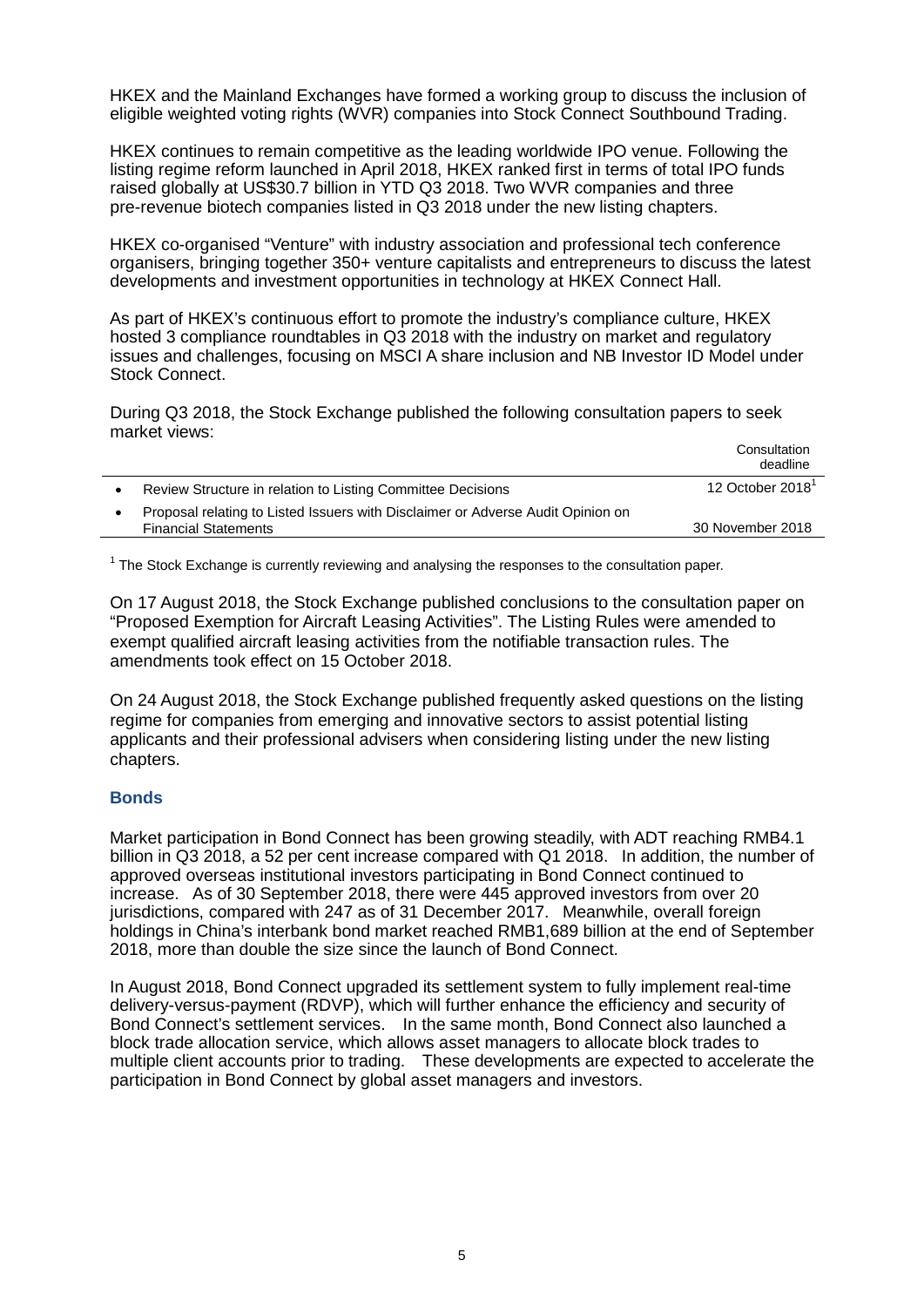HKEX and the Mainland Exchanges have formed a working group to discuss the inclusion of eligible weighted voting rights (WVR) companies into Stock Connect Southbound Trading.

HKEX continues to remain competitive as the leading worldwide IPO venue. Following the listing regime reform launched in April 2018, HKEX ranked first in terms of total IPO funds raised globally at US$30.7 billion in YTD Q3 2018. Two WVR companies and three pre-revenue biotech companies listed in Q3 2018 under the new listing chapters.

HKEX co-organised "Venture" with industry association and professional tech conference organisers, bringing together 350+ venture capitalists and entrepreneurs to discuss the latest developments and investment opportunities in technology at HKEX Connect Hall.

As part of HKEX's continuous effort to promote the industry's compliance culture, HKEX hosted 3 compliance roundtables in Q3 2018 with the industry on market and regulatory issues and challenges, focusing on MSCI A share inclusion and NB Investor ID Model under Stock Connect.

During Q3 2018, the Stock Exchange published the following consultation papers to seek market views:

| | Consultation deadline |
|---|---|
| • Review Structure in relation to Listing Committee Decisions | 12 October 2018[1] |
| • Proposal relating to Listed Issuers with Disclaimer or Adverse Audit Opinion on Financial Statements | 30 November 2018 |

[1] The Stock Exchange is currently reviewing and analysing the responses to the consultation paper.

On 17 August 2018, the Stock Exchange published conclusions to the consultation paper on "Proposed Exemption for Aircraft Leasing Activities". The Listing Rules were amended to exempt qualified aircraft leasing activities from the notifiable transaction rules. The amendments took effect on 15 October 2018.

On 24 August 2018, the Stock Exchange published frequently asked questions on the listing regime for companies from emerging and innovative sectors to assist potential listing applicants and their professional advisers when considering listing under the new listing chapters.

### Bonds

Market participation in Bond Connect has been growing steadily, with ADT reaching RMB4.1 billion in Q3 2018, a 52 per cent increase compared with Q1 2018. In addition, the number of approved overseas institutional investors participating in Bond Connect continued to increase. As of 30 September 2018, there were 445 approved investors from over 20 jurisdictions, compared with 247 as of 31 December 2017. Meanwhile, overall foreign holdings in China's interbank bond market reached RMB1,689 billion at the end of September 2018, more than double the size since the launch of Bond Connect.

In August 2018, Bond Connect upgraded its settlement system to fully implement real-time delivery-versus-payment (RDVP), which will further enhance the efficiency and security of Bond Connect's settlement services. In the same month, Bond Connect also launched a block trade allocation service, which allows asset managers to allocate block trades to multiple client accounts prior to trading. These developments are expected to accelerate the participation in Bond Connect by global asset managers and investors.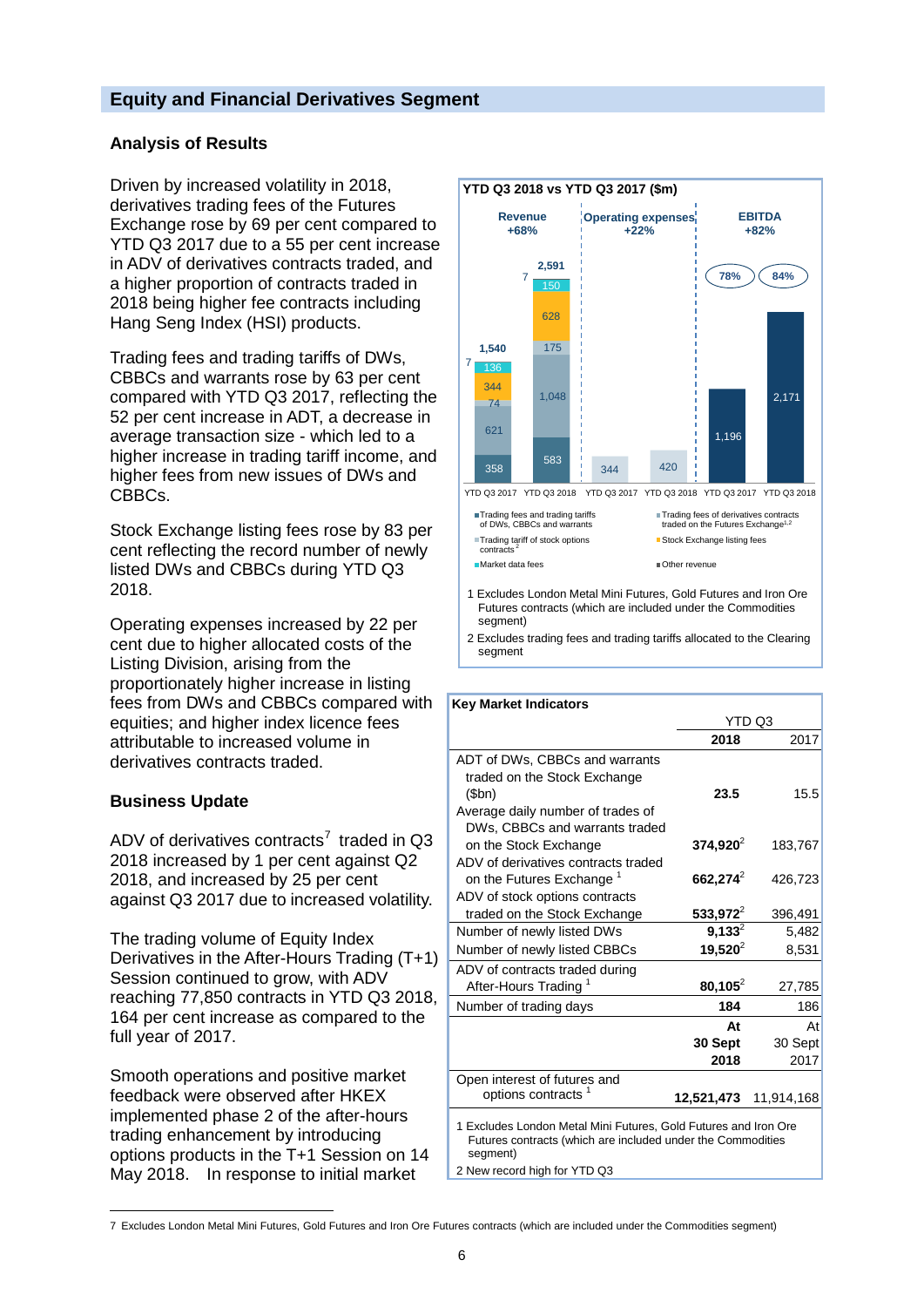## Equity and Financial Derivatives Segment

### Analysis of Results

Driven by increased volatility in 2018, derivatives trading fees of the Futures Exchange rose by 69 per cent compared to YTD Q3 2017 due to a 55 per cent increase in ADV of derivatives contracts traded, and a higher proportion of contracts traded in 2018 being higher fee contracts including Hang Seng Index (HSI) products.

Trading fees and trading tariffs of DWs, CBBCs and warrants rose by 63 per cent compared with YTD Q3 2017, reflecting the 52 per cent increase in ADT, a decrease in average transaction size - which led to a higher increase in trading tariff income, and higher fees from new issues of DWs and CBBCs.

Stock Exchange listing fees rose by 83 per cent reflecting the record number of newly listed DWs and CBBCs during YTD Q3 2018.

Operating expenses increased by 22 per cent due to higher allocated costs of the Listing Division, arising from the proportionately higher increase in listing fees from DWs and CBBCs compared with equities; and higher index licence fees attributable to increased volume in derivatives contracts traded.

**YTD Q3 2018 vs YTD Q3 2017 ($m)**

| | Revenue YTD Q3 2017 | Revenue YTD Q3 2018 | Operating expenses YTD Q3 2017 | Operating expenses YTD Q3 2018 | EBITDA YTD Q3 2017 | EBITDA YTD Q3 2018 |
|---|---|---|---|---|---|---|
| Change | +68% | | +22% | | +82% | |
| Trading fees and trading tariffs of DWs, CBBCs and warrants | 358 | 583 | | | | |
| Trading fees of derivatives contracts traded on the Futures Exchange[1,2] | 621 | 1,048 | | | | |
| Trading tariff of stock options contracts[2] | 74 | 175 | | | | |
| Stock Exchange listing fees | 344 | 628 | | | | |
| Market data fees | 136 | 150 | | | | |
| Other revenue | 7 | 7 | | | | |
| Total | 1,540 | 2,591 | 344 | 420 | 1,196 | 2,171 |
| EBITDA margin | | | | | 78% | 84% |

1 Excludes London Metal Mini Futures, Gold Futures and Iron Ore Futures contracts (which are included under the Commodities segment)

2 Excludes trading fees and trading tariffs allocated to the Clearing segment

### Business Update

ADV of derivatives contracts[7] traded in Q3 2018 increased by 1 per cent against Q2 2018, and increased by 25 per cent against Q3 2017 due to increased volatility.

The trading volume of Equity Index Derivatives in the After-Hours Trading (T+1) Session continued to grow, with ADV reaching 77,850 contracts in YTD Q3 2018, 164 per cent increase as compared to the full year of 2017.

Smooth operations and positive market feedback were observed after HKEX implemented phase 2 of the after-hours trading enhancement by introducing options products in the T+1 Session on 14 May 2018. In response to initial market

**Key Market Indicators**

| | YTD Q3 2018 | YTD Q3 2017 |
|---|---|---|
| ADT of DWs, CBBCs and warrants traded on the Stock Exchange ($bn) | **23.5** | 15.5 |
| Average daily number of trades of DWs, CBBCs and warrants traded on the Stock Exchange | **374,920**[2] | 183,767 |
| ADV of derivatives contracts traded on the Futures Exchange[1] | **662,274**[2] | 426,723 |
| ADV of stock options contracts traded on the Stock Exchange | **533,972**[2] | 396,491 |
| Number of newly listed DWs | **9,133**[2] | 5,482 |
| Number of newly listed CBBCs | **19,520**[2] | 8,531 |
| ADV of contracts traded during After-Hours Trading[1] | **80,105**[2] | 27,785 |
| Number of trading days | **184** | 186 |
| | **At 30 Sept 2018** | At 30 Sept 2017 |
| Open interest of futures and options contracts[1] | **12,521,473** | 11,914,168 |

1 Excludes London Metal Mini Futures, Gold Futures and Iron Ore Futures contracts (which are included under the Commodities segment)

2 New record high for YTD Q3

7 Excludes London Metal Mini Futures, Gold Futures and Iron Ore Futures contracts (which are included under the Commodities segment)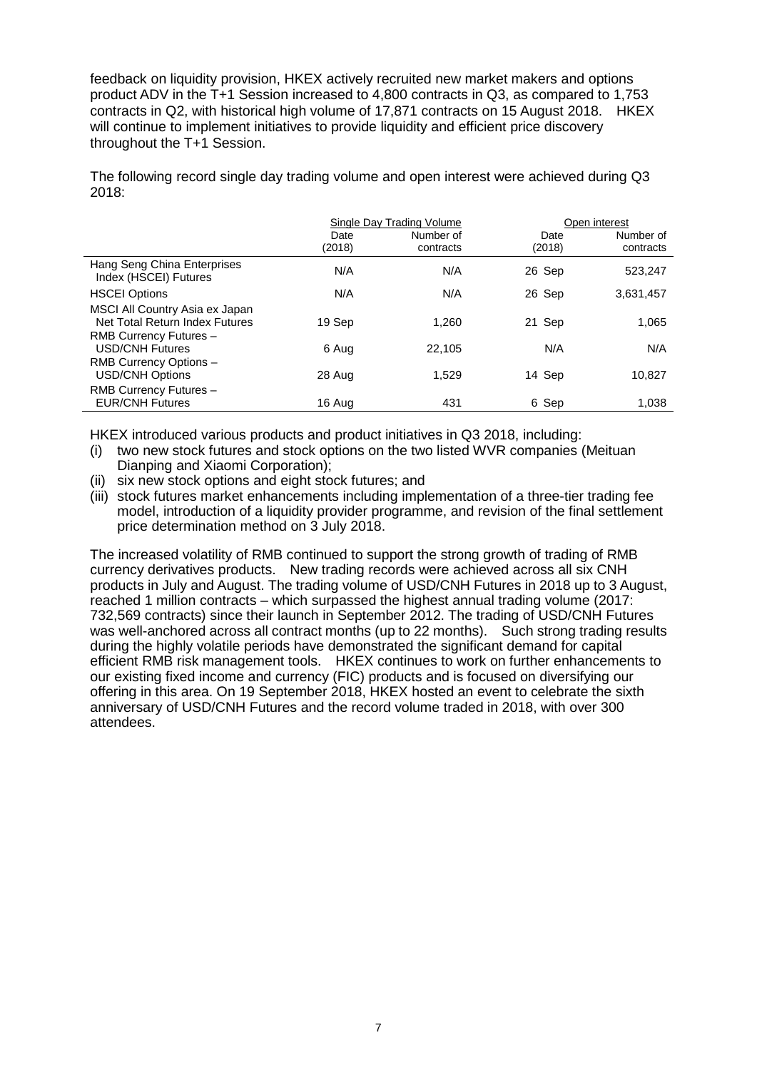feedback on liquidity provision, HKEX actively recruited new market makers and options product ADV in the T+1 Session increased to 4,800 contracts in Q3, as compared to 1,753 contracts in Q2, with historical high volume of 17,871 contracts on 15 August 2018. HKEX will continue to implement initiatives to provide liquidity and efficient price discovery throughout the T+1 Session.

The following record single day trading volume and open interest were achieved during Q3 2018:

| | Single Day Trading Volume | | Open interest | |
|---|---|---|---|---|
| | Date (2018) | Number of contracts | Date (2018) | Number of contracts |
| Hang Seng China Enterprises Index (HSCEI) Futures | N/A | N/A | 26 Sep | 523,247 |
| HSCEI Options | N/A | N/A | 26 Sep | 3,631,457 |
| MSCI All Country Asia ex Japan Net Total Return Index Futures | 19 Sep | 1,260 | 21 Sep | 1,065 |
| RMB Currency Futures – USD/CNH Futures | 6 Aug | 22,105 | N/A | N/A |
| RMB Currency Options – USD/CNH Options | 28 Aug | 1,529 | 14 Sep | 10,827 |
| RMB Currency Futures – EUR/CNH Futures | 16 Aug | 431 | 6 Sep | 1,038 |

HKEX introduced various products and product initiatives in Q3 2018, including:

(i) two new stock futures and stock options on the two listed WVR companies (Meituan Dianping and Xiaomi Corporation);
(ii) six new stock options and eight stock futures; and
(iii) stock futures market enhancements including implementation of a three-tier trading fee model, introduction of a liquidity provider programme, and revision of the final settlement price determination method on 3 July 2018.

The increased volatility of RMB continued to support the strong growth of trading of RMB currency derivatives products. New trading records were achieved across all six CNH products in July and August. The trading volume of USD/CNH Futures in 2018 up to 3 August, reached 1 million contracts – which surpassed the highest annual trading volume (2017: 732,569 contracts) since their launch in September 2012. The trading of USD/CNH Futures was well-anchored across all contract months (up to 22 months). Such strong trading results during the highly volatile periods have demonstrated the significant demand for capital efficient RMB risk management tools. HKEX continues to work on further enhancements to our existing fixed income and currency (FIC) products and is focused on diversifying our offering in this area. On 19 September 2018, HKEX hosted an event to celebrate the sixth anniversary of USD/CNH Futures and the record volume traded in 2018, with over 300 attendees.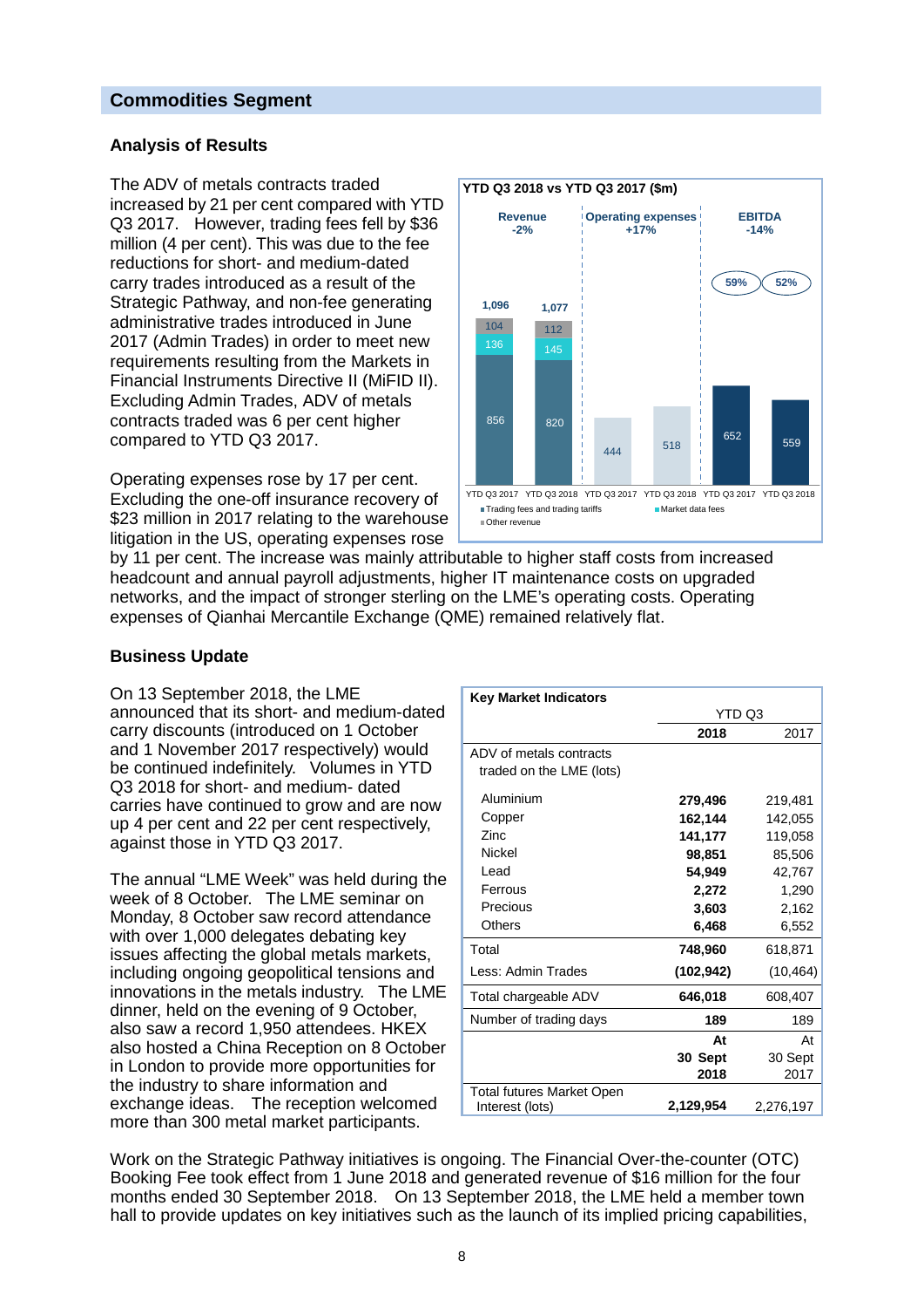## Commodities Segment

### Analysis of Results

The ADV of metals contracts traded increased by 21 per cent compared with YTD Q3 2017. However, trading fees fell by $36 million (4 per cent). This was due to the fee reductions for short- and medium-dated carry trades introduced as a result of the Strategic Pathway, and non-fee generating administrative trades introduced in June 2017 (Admin Trades) in order to meet new requirements resulting from the Markets in Financial Instruments Directive II (MiFID II). Excluding Admin Trades, ADV of metals contracts traded was 6 per cent higher compared to YTD Q3 2017.

**YTD Q3 2018 vs YTD Q3 2017 ($m)**

| | Revenue (-2%) | | Operating expenses (+17%) | | EBITDA (-14%) | |
|---|---|---|---|---|---|---|
| | YTD Q3 2017 | YTD Q3 2018 | YTD Q3 2017 | YTD Q3 2018 | YTD Q3 2017 | YTD Q3 2018 |
| Trading fees and trading tariffs | 856 | 820 | | | | |
| Market data fees | 136 | 145 | | | | |
| Other revenue | 104 | 112 | | | | |
| Total | 1,096 | 1,077 | 444 | 518 | 652 | 559 |
| EBITDA margin | | | | | 59% | 52% |

Operating expenses rose by 17 per cent. Excluding the one-off insurance recovery of $23 million in 2017 relating to the warehouse litigation in the US, operating expenses rose by 11 per cent. The increase was mainly attributable to higher staff costs from increased headcount and annual payroll adjustments, higher IT maintenance costs on upgraded networks, and the impact of stronger sterling on the LME's operating costs. Operating expenses of Qianhai Mercantile Exchange (QME) remained relatively flat.

### Business Update

On 13 September 2018, the LME announced that its short- and medium-dated carry discounts (introduced on 1 October and 1 November 2017 respectively) would be continued indefinitely. Volumes in YTD Q3 2018 for short- and medium- dated carries have continued to grow and are now up 4 per cent and 22 per cent respectively, against those in YTD Q3 2017.

The annual "LME Week" was held during the week of 8 October. The LME seminar on Monday, 8 October saw record attendance with over 1,000 delegates debating key issues affecting the global metals markets, including ongoing geopolitical tensions and innovations in the metals industry. The LME dinner, held on the evening of 9 October, also saw a record 1,950 attendees. HKEX also hosted a China Reception on 8 October in London to provide more opportunities for the industry to share information and exchange ideas. The reception welcomed more than 300 metal market participants.

| Key Market Indicators | YTD Q3 | |
|---|---|---|
| | **2018** | 2017 |
| ADV of metals contracts traded on the LME (lots) | | |
| Aluminium | **279,496** | 219,481 |
| Copper | **162,144** | 142,055 |
| Zinc | **141,177** | 119,058 |
| Nickel | **98,851** | 85,506 |
| Lead | **54,949** | 42,767 |
| Ferrous | **2,272** | 1,290 |
| Precious | **3,603** | 2,162 |
| Others | **6,468** | 6,552 |
| Total | **748,960** | 618,871 |
| Less: Admin Trades | **(102,942)** | (10,464) |
| Total chargeable ADV | **646,018** | 608,407 |
| Number of trading days | **189** | 189 |
| | **At 30 Sept 2018** | At 30 Sept 2017 |
| Total futures Market Open Interest (lots) | **2,129,954** | 2,276,197 |

Work on the Strategic Pathway initiatives is ongoing. The Financial Over-the-counter (OTC) Booking Fee took effect from 1 June 2018 and generated revenue of $16 million for the four months ended 30 September 2018. On 13 September 2018, the LME held a member town hall to provide updates on key initiatives such as the launch of its implied pricing capabilities,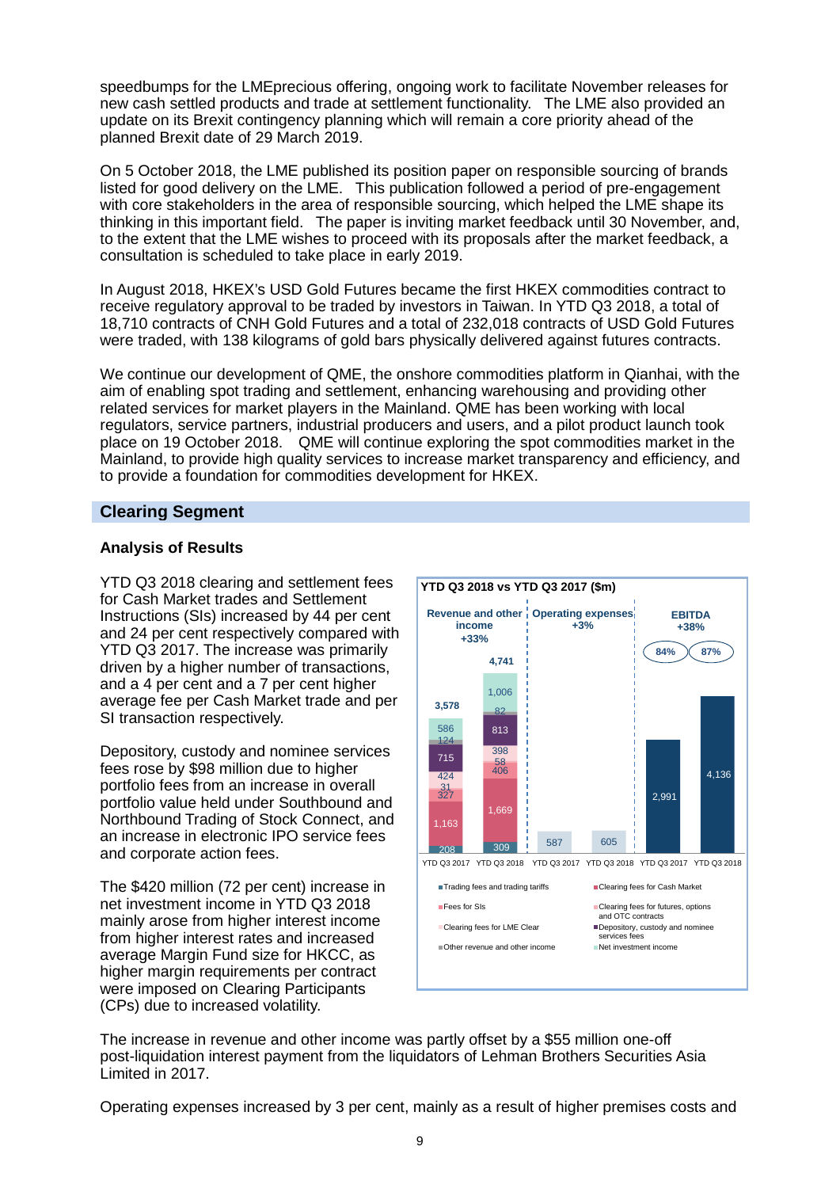speedbumps for the LMEprecious offering, ongoing work to facilitate November releases for new cash settled products and trade at settlement functionality. The LME also provided an update on its Brexit contingency planning which will remain a core priority ahead of the planned Brexit date of 29 March 2019.

On 5 October 2018, the LME published its position paper on responsible sourcing of brands listed for good delivery on the LME. This publication followed a period of pre-engagement with core stakeholders in the area of responsible sourcing, which helped the LME shape its thinking in this important field. The paper is inviting market feedback until 30 November, and, to the extent that the LME wishes to proceed with its proposals after the market feedback, a consultation is scheduled to take place in early 2019.

In August 2018, HKEX's USD Gold Futures became the first HKEX commodities contract to receive regulatory approval to be traded by investors in Taiwan. In YTD Q3 2018, a total of 18,710 contracts of CNH Gold Futures and a total of 232,018 contracts of USD Gold Futures were traded, with 138 kilograms of gold bars physically delivered against futures contracts.

We continue our development of QME, the onshore commodities platform in Qianhai, with the aim of enabling spot trading and settlement, enhancing warehousing and providing other related services for market players in the Mainland. QME has been working with local regulators, service partners, industrial producers and users, and a pilot product launch took place on 19 October 2018. QME will continue exploring the spot commodities market in the Mainland, to provide high quality services to increase market transparency and efficiency, and to provide a foundation for commodities development for HKEX.

## Clearing Segment

### Analysis of Results

YTD Q3 2018 clearing and settlement fees for Cash Market trades and Settlement Instructions (SIs) increased by 44 per cent and 24 per cent respectively compared with YTD Q3 2017. The increase was primarily driven by a higher number of transactions, and a 4 per cent and a 7 per cent higher average fee per Cash Market trade and per SI transaction respectively.

Depository, custody and nominee services fees rose by $98 million due to higher portfolio fees from an increase in overall portfolio value held under Southbound and Northbound Trading of Stock Connect, and an increase in electronic IPO service fees and corporate action fees.

The $420 million (72 per cent) increase in net investment income in YTD Q3 2018 mainly arose from higher interest income from higher interest rates and increased average Margin Fund size for HKCC, as higher margin requirements per contract were imposed on Clearing Participants (CPs) due to increased volatility.

**YTD Q3 2018 vs YTD Q3 2017 ($m)**

| | YTD Q3 2017 | YTD Q3 2018 |
|---|---|---|
| **Revenue and other income (+33%)** | **3,578** | **4,741** |
| Trading fees and trading tariffs | 208 | 309 |
| Clearing fees for Cash Market | 1,163 | 1,669 |
| Fees for SIs | 327 | 406 |
| Clearing fees for futures, options and OTC contracts | 31 | 58 |
| Clearing fees for LME Clear | 424 | 398 |
| Depository, custody and nominee services fees | 715 | 813 |
| Other revenue and other income | 124 | 82 |
| Net investment income | 586 | 1,006 |
| **Operating expenses (+3%)** | 587 | 605 |
| **EBITDA (+38%)** | 2,991 | 4,136 |
| EBITDA margin | 84% | 87% |

The increase in revenue and other income was partly offset by a $55 million one-off post-liquidation interest payment from the liquidators of Lehman Brothers Securities Asia Limited in 2017.

Operating expenses increased by 3 per cent, mainly as a result of higher premises costs and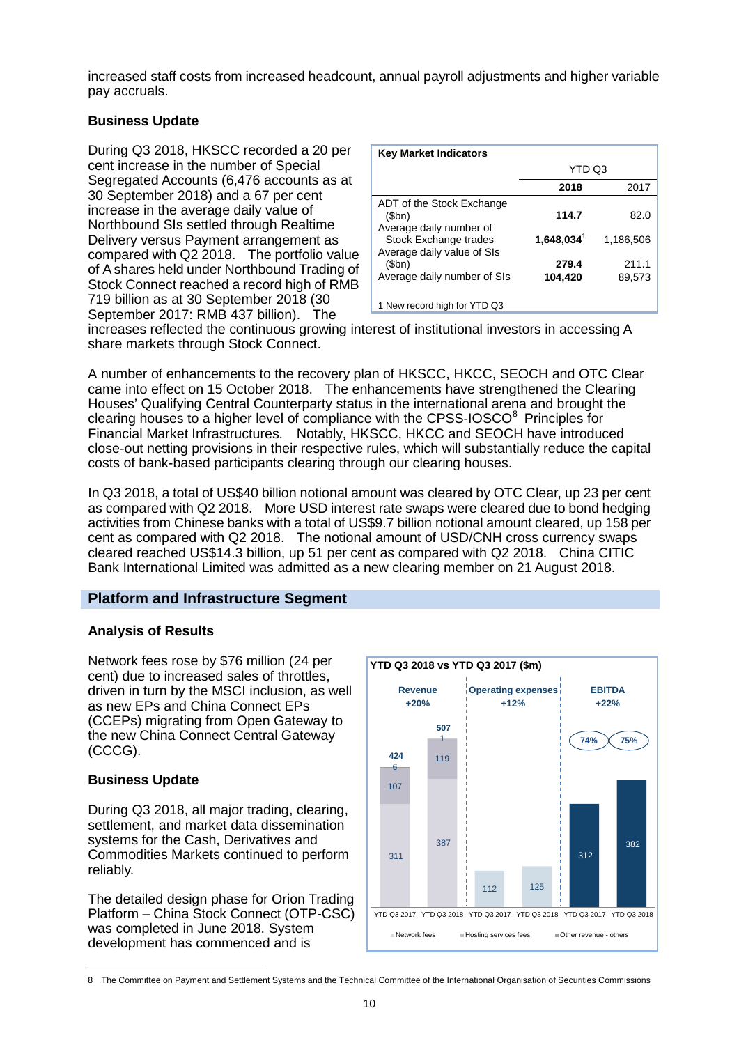increased staff costs from increased headcount, annual payroll adjustments and higher variable pay accruals.

**Business Update**

During Q3 2018, HKSCC recorded a 20 per cent increase in the number of Special Segregated Accounts (6,476 accounts as at 30 September 2018) and a 67 per cent increase in the average daily value of Northbound SIs settled through Realtime Delivery versus Payment arrangement as compared with Q2 2018. The portfolio value of A shares held under Northbound Trading of Stock Connect reached a record high of RMB 719 billion as at 30 September 2018 (30 September 2017: RMB 437 billion). The increases reflected the continuous growing interest of institutional investors in accessing A share markets through Stock Connect.

| Key Market Indicators | YTD Q3 | |
|---|---|---|
| | **2018** | 2017 |
| ADT of the Stock Exchange ($bn) | **114.7** | 82.0 |
| Average daily number of Stock Exchange trades | **1,648,034**[1] | 1,186,506 |
| Average daily value of SIs ($bn) | **279.4** | 211.1 |
| Average daily number of SIs | **104,420** | 89,573 |

1 New record high for YTD Q3

A number of enhancements to the recovery plan of HKSCC, HKCC, SEOCH and OTC Clear came into effect on 15 October 2018. The enhancements have strengthened the Clearing Houses' Qualifying Central Counterparty status in the international arena and brought the clearing houses to a higher level of compliance with the CPSS-IOSCO[8] Principles for Financial Market Infrastructures. Notably, HKSCC, HKCC and SEOCH have introduced close-out netting provisions in their respective rules, which will substantially reduce the capital costs of bank-based participants clearing through our clearing houses.

In Q3 2018, a total of US$40 billion notional amount was cleared by OTC Clear, up 23 per cent as compared with Q2 2018. More USD interest rate swaps were cleared due to bond hedging activities from Chinese banks with a total of US$9.7 billion notional amount cleared, up 158 per cent as compared with Q2 2018. The notional amount of USD/CNH cross currency swaps cleared reached US$14.3 billion, up 51 per cent as compared with Q2 2018. China CITIC Bank International Limited was admitted as a new clearing member on 21 August 2018.

## Platform and Infrastructure Segment

**Analysis of Results**

Network fees rose by $76 million (24 per cent) due to increased sales of throttles, driven in turn by the MSCI inclusion, as well as new EPs and China Connect EPs (CCEPs) migrating from Open Gateway to the new China Connect Central Gateway (CCCG).

**YTD Q3 2018 vs YTD Q3 2017 ($m)**

| | Revenue +20% | | Operating expenses +12% | | EBITDA +22% | |
|---|---|---|---|---|---|---|
| | YTD Q3 2017 | YTD Q3 2018 | YTD Q3 2017 | YTD Q3 2018 | YTD Q3 2017 | YTD Q3 2018 |
| Network fees | 311 | 387 | | | | |
| Hosting services fees | 107 | 119 | | | | |
| Other revenue - others | 6 | 1 | | | | |
| Total | 424 | 507 | 112 | 125 | 312 | 382 |
| EBITDA margin | | | | | 74% | 75% |

**Business Update**

During Q3 2018, all major trading, clearing, settlement, and market data dissemination systems for the Cash, Derivatives and Commodities Markets continued to perform reliably.

The detailed design phase for Orion Trading Platform – China Stock Connect (OTP-CSC) was completed in June 2018. System development has commenced and is

8 The Committee on Payment and Settlement Systems and the Technical Committee of the International Organisation of Securities Commissions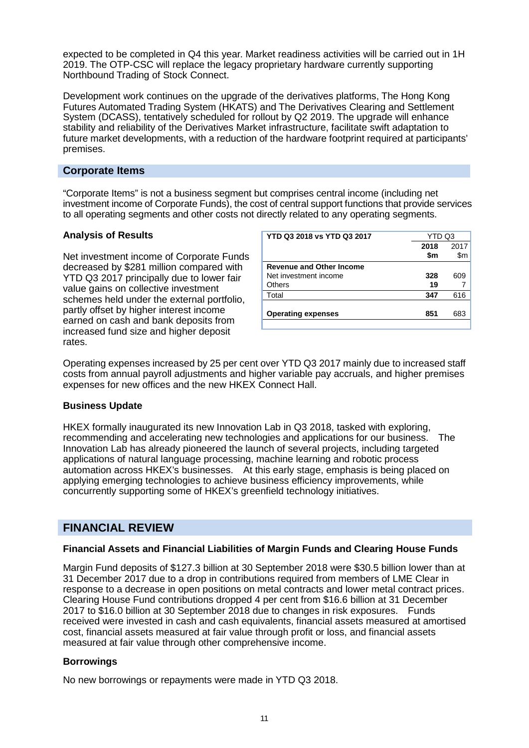expected to be completed in Q4 this year. Market readiness activities will be carried out in 1H 2019. The OTP-CSC will replace the legacy proprietary hardware currently supporting Northbound Trading of Stock Connect.

Development work continues on the upgrade of the derivatives platforms, The Hong Kong Futures Automated Trading System (HKATS) and The Derivatives Clearing and Settlement System (DCASS), tentatively scheduled for rollout by Q2 2019. The upgrade will enhance stability and reliability of the Derivatives Market infrastructure, facilitate swift adaptation to future market developments, with a reduction of the hardware footprint required at participants' premises.

## Corporate Items

"Corporate Items" is not a business segment but comprises central income (including net investment income of Corporate Funds), the cost of central support functions that provide services to all operating segments and other costs not directly related to any operating segments.

### Analysis of Results

Net investment income of Corporate Funds decreased by $281 million compared with YTD Q3 2017 principally due to lower fair value gains on collective investment schemes held under the external portfolio, partly offset by higher interest income earned on cash and bank deposits from increased fund size and higher deposit rates.

| YTD Q3 2018 vs YTD Q3 2017 | YTD Q3 | |
|---|---|---|
| | **2018 $m** | 2017 $m |
| **Revenue and Other Income** | | |
| Net investment income | **328** | 609 |
| Others | **19** | 7 |
| Total | **347** | 616 |
| **Operating expenses** | **851** | 683 |

Operating expenses increased by 25 per cent over YTD Q3 2017 mainly due to increased staff costs from annual payroll adjustments and higher variable pay accruals, and higher premises expenses for new offices and the new HKEX Connect Hall.

### Business Update

HKEX formally inaugurated its new Innovation Lab in Q3 2018, tasked with exploring, recommending and accelerating new technologies and applications for our business. The Innovation Lab has already pioneered the launch of several projects, including targeted applications of natural language processing, machine learning and robotic process automation across HKEX's businesses. At this early stage, emphasis is being placed on applying emerging technologies to achieve business efficiency improvements, while concurrently supporting some of HKEX's greenfield technology initiatives.

## FINANCIAL REVIEW

### Financial Assets and Financial Liabilities of Margin Funds and Clearing House Funds

Margin Fund deposits of $127.3 billion at 30 September 2018 were $30.5 billion lower than at 31 December 2017 due to a drop in contributions required from members of LME Clear in response to a decrease in open positions on metal contracts and lower metal contract prices. Clearing House Fund contributions dropped 4 per cent from $16.6 billion at 31 December 2017 to $16.0 billion at 30 September 2018 due to changes in risk exposures. Funds received were invested in cash and cash equivalents, financial assets measured at amortised cost, financial assets measured at fair value through profit or loss, and financial assets measured at fair value through other comprehensive income.

### Borrowings

No new borrowings or repayments were made in YTD Q3 2018.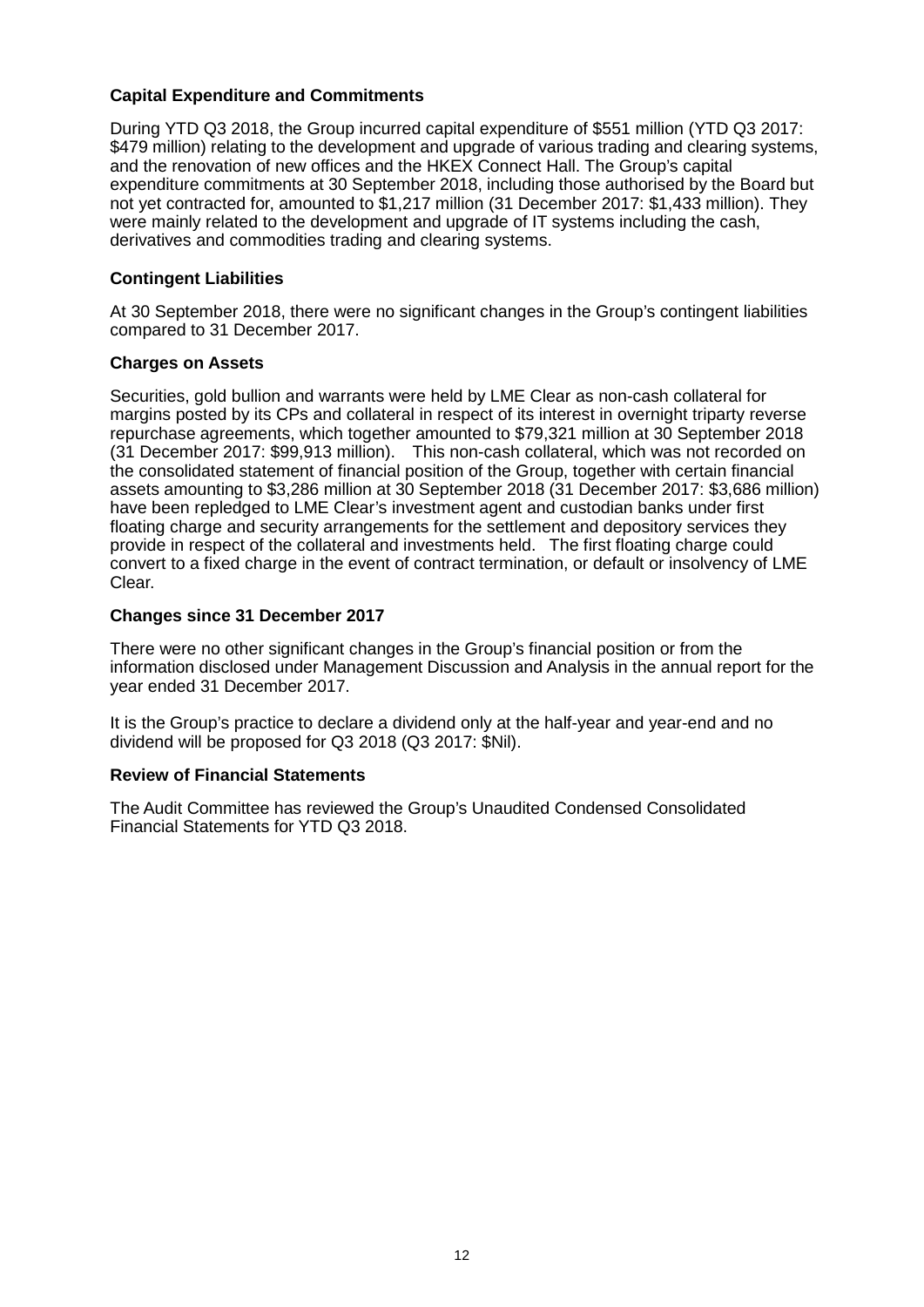### Capital Expenditure and Commitments

During YTD Q3 2018, the Group incurred capital expenditure of $551 million (YTD Q3 2017: $479 million) relating to the development and upgrade of various trading and clearing systems, and the renovation of new offices and the HKEX Connect Hall. The Group's capital expenditure commitments at 30 September 2018, including those authorised by the Board but not yet contracted for, amounted to $1,217 million (31 December 2017: $1,433 million). They were mainly related to the development and upgrade of IT systems including the cash, derivatives and commodities trading and clearing systems.

### Contingent Liabilities

At 30 September 2018, there were no significant changes in the Group's contingent liabilities compared to 31 December 2017.

### Charges on Assets

Securities, gold bullion and warrants were held by LME Clear as non-cash collateral for margins posted by its CPs and collateral in respect of its interest in overnight triparty reverse repurchase agreements, which together amounted to $79,321 million at 30 September 2018 (31 December 2017: $99,913 million). This non-cash collateral, which was not recorded on the consolidated statement of financial position of the Group, together with certain financial assets amounting to $3,286 million at 30 September 2018 (31 December 2017: $3,686 million) have been repledged to LME Clear's investment agent and custodian banks under first floating charge and security arrangements for the settlement and depository services they provide in respect of the collateral and investments held. The first floating charge could convert to a fixed charge in the event of contract termination, or default or insolvency of LME Clear.

### Changes since 31 December 2017

There were no other significant changes in the Group's financial position or from the information disclosed under Management Discussion and Analysis in the annual report for the year ended 31 December 2017.

It is the Group's practice to declare a dividend only at the half-year and year-end and no dividend will be proposed for Q3 2018 (Q3 2017: $Nil).

### Review of Financial Statements

The Audit Committee has reviewed the Group's Unaudited Condensed Consolidated Financial Statements for YTD Q3 2018.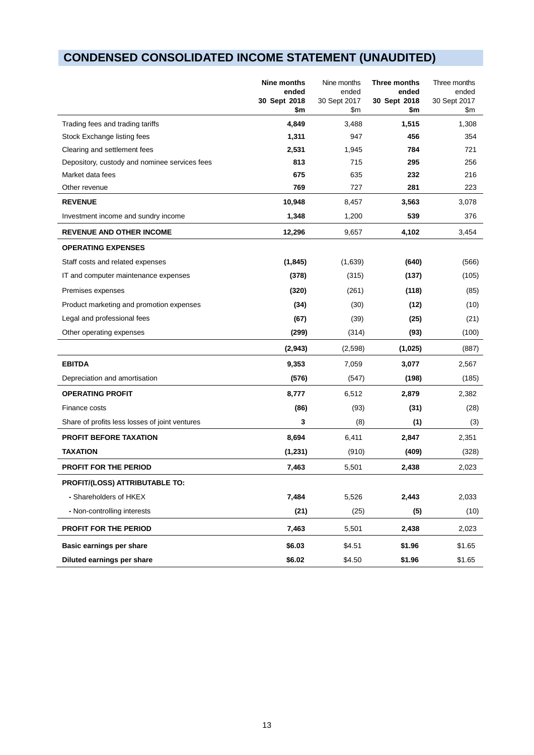# CONDENSED CONSOLIDATED INCOME STATEMENT (UNAUDITED)

| | **Nine months ended 30 Sept 2018 $m** | Nine months ended 30 Sept 2017 $m | **Three months ended 30 Sept 2018 $m** | Three months ended 30 Sept 2017 $m |
|---|---|---|---|---|
| Trading fees and trading tariffs | **4,849** | 3,488 | **1,515** | 1,308 |
| Stock Exchange listing fees | **1,311** | 947 | **456** | 354 |
| Clearing and settlement fees | **2,531** | 1,945 | **784** | 721 |
| Depository, custody and nominee services fees | **813** | 715 | **295** | 256 |
| Market data fees | **675** | 635 | **232** | 216 |
| Other revenue | **769** | 727 | **281** | 223 |
| **REVENUE** | **10,948** | 8,457 | **3,563** | 3,078 |
| Investment income and sundry income | **1,348** | 1,200 | **539** | 376 |
| **REVENUE AND OTHER INCOME** | **12,296** | 9,657 | **4,102** | 3,454 |
| **OPERATING EXPENSES** | | | | |
| Staff costs and related expenses | **(1,845)** | (1,639) | **(640)** | (566) |
| IT and computer maintenance expenses | **(378)** | (315) | **(137)** | (105) |
| Premises expenses | **(320)** | (261) | **(118)** | (85) |
| Product marketing and promotion expenses | **(34)** | (30) | **(12)** | (10) |
| Legal and professional fees | **(67)** | (39) | **(25)** | (21) |
| Other operating expenses | **(299)** | (314) | **(93)** | (100) |
| | **(2,943)** | (2,598) | **(1,025)** | (887) |
| **EBITDA** | **9,353** | 7,059 | **3,077** | 2,567 |
| Depreciation and amortisation | **(576)** | (547) | **(198)** | (185) |
| **OPERATING PROFIT** | **8,777** | 6,512 | **2,879** | 2,382 |
| Finance costs | **(86)** | (93) | **(31)** | (28) |
| Share of profits less losses of joint ventures | **3** | (8) | **(1)** | (3) |
| **PROFIT BEFORE TAXATION** | **8,694** | 6,411 | **2,847** | 2,351 |
| **TAXATION** | **(1,231)** | (910) | **(409)** | (328) |
| **PROFIT FOR THE PERIOD** | **7,463** | 5,501 | **2,438** | 2,023 |
| **PROFIT/(LOSS) ATTRIBUTABLE TO:** | | | | |
| - Shareholders of HKEX | **7,484** | 5,526 | **2,443** | 2,033 |
| - Non-controlling interests | **(21)** | (25) | **(5)** | (10) |
| **PROFIT FOR THE PERIOD** | **7,463** | 5,501 | **2,438** | 2,023 |
| **Basic earnings per share** | **$6.03** | $4.51 | **$1.96** | $1.65 |
| **Diluted earnings per share** | **$6.02** | $4.50 | **$1.96** | $1.65 |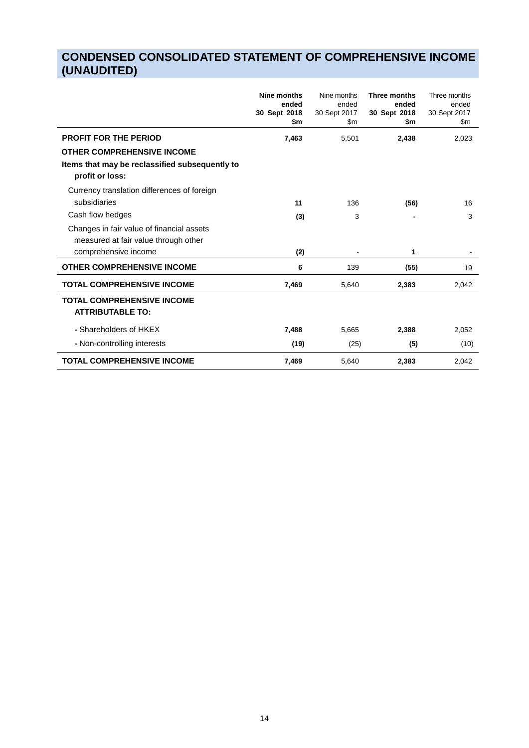# CONDENSED CONSOLIDATED STATEMENT OF COMPREHENSIVE INCOME (UNAUDITED)

| | **Nine months ended 30 Sept 2018 $m** | Nine months ended 30 Sept 2017 $m | **Three months ended 30 Sept 2018 $m** | Three months ended 30 Sept 2017 $m |
|---|---|---|---|---|
| **PROFIT FOR THE PERIOD** | **7,463** | 5,501 | **2,438** | 2,023 |
| **OTHER COMPREHENSIVE INCOME** | | | | |
| **Items that may be reclassified subsequently to profit or loss:** | | | | |
| Currency translation differences of foreign subsidiaries | **11** | 136 | **(56)** | 16 |
| Cash flow hedges | **(3)** | 3 | **-** | 3 |
| Changes in fair value of financial assets measured at fair value through other comprehensive income | **(2)** | - | **1** | - |
| **OTHER COMPREHENSIVE INCOME** | **6** | 139 | **(55)** | 19 |
| **TOTAL COMPREHENSIVE INCOME** | **7,469** | 5,640 | **2,383** | 2,042 |
| **TOTAL COMPREHENSIVE INCOME ATTRIBUTABLE TO:** | | | | |
| - Shareholders of HKEX | **7,488** | 5,665 | **2,388** | 2,052 |
| - Non-controlling interests | **(19)** | (25) | **(5)** | (10) |
| **TOTAL COMPREHENSIVE INCOME** | **7,469** | 5,640 | **2,383** | 2,042 |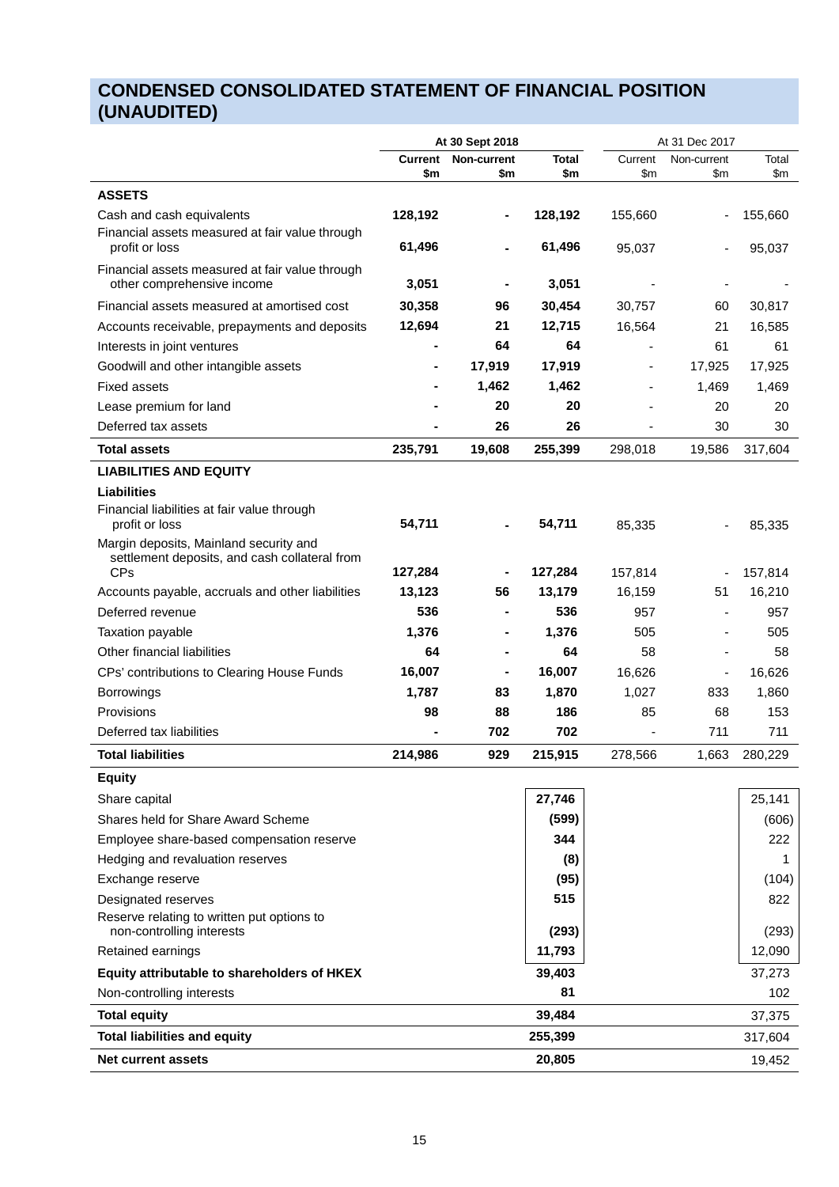# CONDENSED CONSOLIDATED STATEMENT OF FINANCIAL POSITION (UNAUDITED)

| | At 30 Sept 2018 | | | At 31 Dec 2017 | | |
|---|---|---|---|---|---|---|
| | **Current $m** | **Non-current $m** | **Total $m** | Current $m | Non-current $m | Total $m |
| **ASSETS** | | | | | | |
| Cash and cash equivalents | **128,192** | **-** | **128,192** | 155,660 | - | 155,660 |
| Financial assets measured at fair value through profit or loss | **61,496** | **-** | **61,496** | 95,037 | - | 95,037 |
| Financial assets measured at fair value through other comprehensive income | **3,051** | **-** | **3,051** | - | - | - |
| Financial assets measured at amortised cost | **30,358** | **96** | **30,454** | 30,757 | 60 | 30,817 |
| Accounts receivable, prepayments and deposits | **12,694** | **21** | **12,715** | 16,564 | 21 | 16,585 |
| Interests in joint ventures | **-** | **64** | **64** | - | 61 | 61 |
| Goodwill and other intangible assets | **-** | **17,919** | **17,919** | - | 17,925 | 17,925 |
| Fixed assets | **-** | **1,462** | **1,462** | - | 1,469 | 1,469 |
| Lease premium for land | **-** | **20** | **20** | - | 20 | 20 |
| Deferred tax assets | **-** | **26** | **26** | - | 30 | 30 |
| **Total assets** | **235,791** | **19,608** | **255,399** | 298,018 | 19,586 | 317,604 |
| **LIABILITIES AND EQUITY** | | | | | | |
| **Liabilities** | | | | | | |
| Financial liabilities at fair value through profit or loss | **54,711** | **-** | **54,711** | 85,335 | - | 85,335 |
| Margin deposits, Mainland security and settlement deposits, and cash collateral from CPs | **127,284** | **-** | **127,284** | 157,814 | - | 157,814 |
| Accounts payable, accruals and other liabilities | **13,123** | **56** | **13,179** | 16,159 | 51 | 16,210 |
| Deferred revenue | **536** | **-** | **536** | 957 | - | 957 |
| Taxation payable | **1,376** | **-** | **1,376** | 505 | - | 505 |
| Other financial liabilities | **64** | **-** | **64** | 58 | - | 58 |
| CPs' contributions to Clearing House Funds | **16,007** | **-** | **16,007** | 16,626 | - | 16,626 |
| Borrowings | **1,787** | **83** | **1,870** | 1,027 | 833 | 1,860 |
| Provisions | **98** | **88** | **186** | 85 | 68 | 153 |
| Deferred tax liabilities | **-** | **702** | **702** | - | 711 | 711 |
| **Total liabilities** | **214,986** | **929** | **215,915** | 278,566 | 1,663 | 280,229 |
| **Equity** | | | | | | |
| Share capital | | | **27,746** | | | 25,141 |
| Shares held for Share Award Scheme | | | **(599)** | | | (606) |
| Employee share-based compensation reserve | | | **344** | | | 222 |
| Hedging and revaluation reserves | | | **(8)** | | | 1 |
| Exchange reserve | | | **(95)** | | | (104) |
| Designated reserves | | | **515** | | | 822 |
| Reserve relating to written put options to non-controlling interests | | | **(293)** | | | (293) |
| Retained earnings | | | **11,793** | | | 12,090 |
| **Equity attributable to shareholders of HKEX** | | | **39,403** | | | 37,273 |
| Non-controlling interests | | | **81** | | | 102 |
| **Total equity** | | | **39,484** | | | 37,375 |
| **Total liabilities and equity** | | | **255,399** | | | 317,604 |
| **Net current assets** | | | **20,805** | | | 19,452 |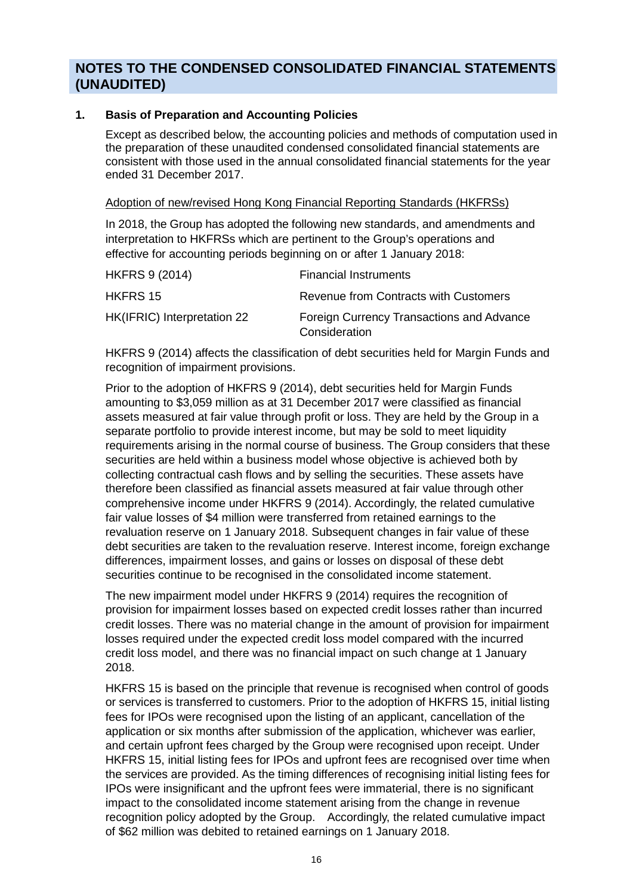# NOTES TO THE CONDENSED CONSOLIDATED FINANCIAL STATEMENTS (UNAUDITED)

## 1. Basis of Preparation and Accounting Policies

Except as described below, the accounting policies and methods of computation used in the preparation of these unaudited condensed consolidated financial statements are consistent with those used in the annual consolidated financial statements for the year ended 31 December 2017.

Adoption of new/revised Hong Kong Financial Reporting Standards (HKFRSs)

In 2018, the Group has adopted the following new standards, and amendments and interpretation to HKFRSs which are pertinent to the Group's operations and effective for accounting periods beginning on or after 1 January 2018:

| | |
|---|---|
| HKFRS 9 (2014) | Financial Instruments |
| HKFRS 15 | Revenue from Contracts with Customers |
| HK(IFRIC) Interpretation 22 | Foreign Currency Transactions and Advance Consideration |

HKFRS 9 (2014) affects the classification of debt securities held for Margin Funds and recognition of impairment provisions.

Prior to the adoption of HKFRS 9 (2014), debt securities held for Margin Funds amounting to $3,059 million as at 31 December 2017 were classified as financial assets measured at fair value through profit or loss. They are held by the Group in a separate portfolio to provide interest income, but may be sold to meet liquidity requirements arising in the normal course of business. The Group considers that these securities are held within a business model whose objective is achieved both by collecting contractual cash flows and by selling the securities. These assets have therefore been classified as financial assets measured at fair value through other comprehensive income under HKFRS 9 (2014). Accordingly, the related cumulative fair value losses of $4 million were transferred from retained earnings to the revaluation reserve on 1 January 2018. Subsequent changes in fair value of these debt securities are taken to the revaluation reserve. Interest income, foreign exchange differences, impairment losses, and gains or losses on disposal of these debt securities continue to be recognised in the consolidated income statement.

The new impairment model under HKFRS 9 (2014) requires the recognition of provision for impairment losses based on expected credit losses rather than incurred credit losses. There was no material change in the amount of provision for impairment losses required under the expected credit loss model compared with the incurred credit loss model, and there was no financial impact on such change at 1 January 2018.

HKFRS 15 is based on the principle that revenue is recognised when control of goods or services is transferred to customers. Prior to the adoption of HKFRS 15, initial listing fees for IPOs were recognised upon the listing of an applicant, cancellation of the application or six months after submission of the application, whichever was earlier, and certain upfront fees charged by the Group were recognised upon receipt. Under HKFRS 15, initial listing fees for IPOs and upfront fees are recognised over time when the services are provided. As the timing differences of recognising initial listing fees for IPOs were insignificant and the upfront fees were immaterial, there is no significant impact to the consolidated income statement arising from the change in revenue recognition policy adopted by the Group. Accordingly, the related cumulative impact of $62 million was debited to retained earnings on 1 January 2018.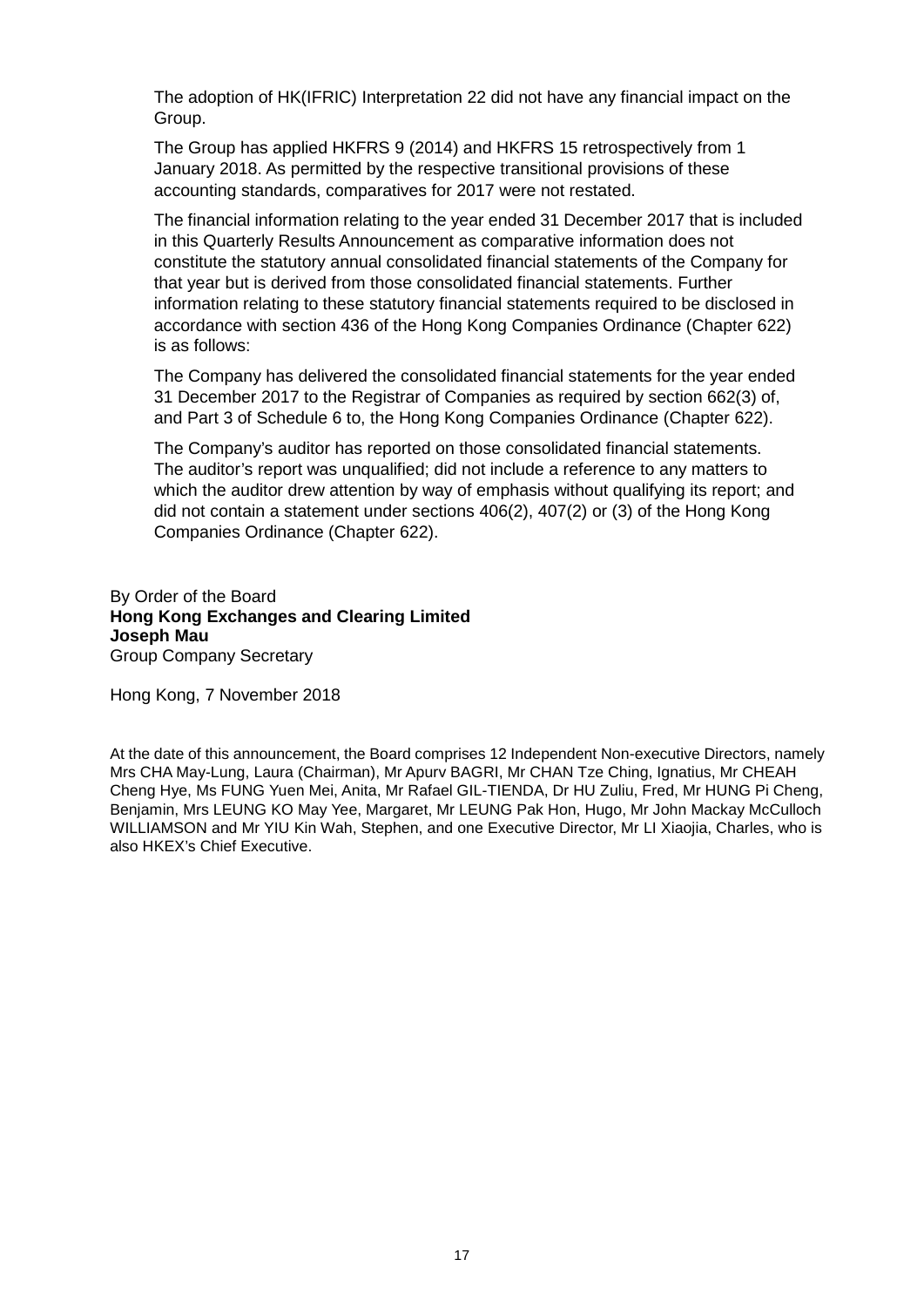The adoption of HK(IFRIC) Interpretation 22 did not have any financial impact on the Group.

The Group has applied HKFRS 9 (2014) and HKFRS 15 retrospectively from 1 January 2018. As permitted by the respective transitional provisions of these accounting standards, comparatives for 2017 were not restated.

The financial information relating to the year ended 31 December 2017 that is included in this Quarterly Results Announcement as comparative information does not constitute the statutory annual consolidated financial statements of the Company for that year but is derived from those consolidated financial statements. Further information relating to these statutory financial statements required to be disclosed in accordance with section 436 of the Hong Kong Companies Ordinance (Chapter 622) is as follows:

The Company has delivered the consolidated financial statements for the year ended 31 December 2017 to the Registrar of Companies as required by section 662(3) of, and Part 3 of Schedule 6 to, the Hong Kong Companies Ordinance (Chapter 622).

The Company's auditor has reported on those consolidated financial statements. The auditor's report was unqualified; did not include a reference to any matters to which the auditor drew attention by way of emphasis without qualifying its report; and did not contain a statement under sections 406(2), 407(2) or (3) of the Hong Kong Companies Ordinance (Chapter 622).

By Order of the Board
**Hong Kong Exchanges and Clearing Limited**
**Joseph Mau**
Group Company Secretary

Hong Kong, 7 November 2018

At the date of this announcement, the Board comprises 12 Independent Non-executive Directors, namely Mrs CHA May-Lung, Laura (Chairman), Mr Apurv BAGRI, Mr CHAN Tze Ching, Ignatius, Mr CHEAH Cheng Hye, Ms FUNG Yuen Mei, Anita, Mr Rafael GIL-TIENDA, Dr HU Zuliu, Fred, Mr HUNG Pi Cheng, Benjamin, Mrs LEUNG KO May Yee, Margaret, Mr LEUNG Pak Hon, Hugo, Mr John Mackay McCulloch WILLIAMSON and Mr YIU Kin Wah, Stephen, and one Executive Director, Mr LI Xiaojia, Charles, who is also HKEX's Chief Executive.